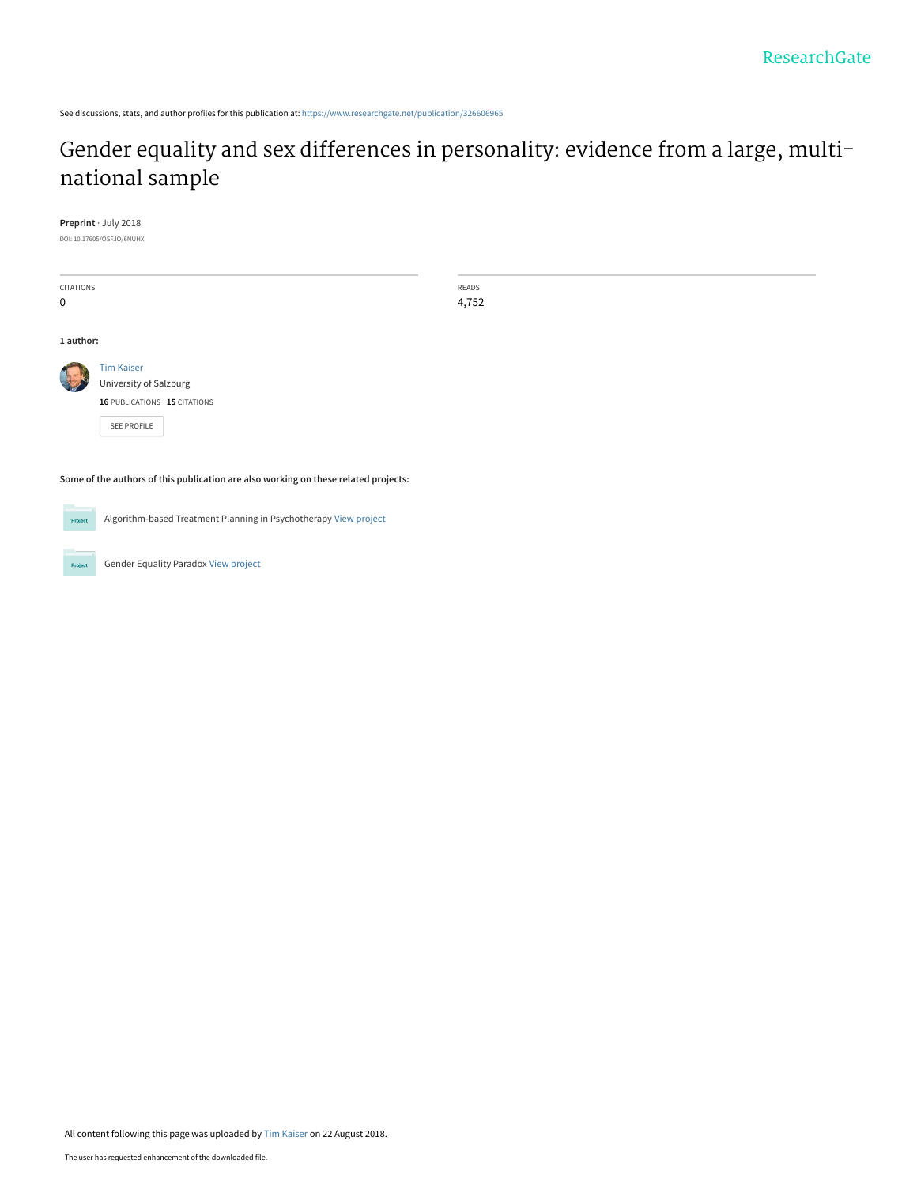ResearchGate

See discussions, stats, and author profiles for this publication at: https://www.researchgate.net/publication/326606965

# Gender equality and sex differences in personality: evidence from a large, multi-national sample

**Preprint** · July 2018

DOI: 10.17605/OSF.IO/6NUHX

| CITATIONS | READS |
|---|---|
| 0 | 4,752 |

**1 author:**

Tim Kaiser
University of Salzburg
**16** PUBLICATIONS **15** CITATIONS

SEE PROFILE

**Some of the authors of this publication are also working on these related projects:**

Algorithm-based Treatment Planning in Psychotherapy View project

Gender Equality Paradox View project

All content following this page was uploaded by Tim Kaiser on 22 August 2018.

The user has requested enhancement of the downloaded file.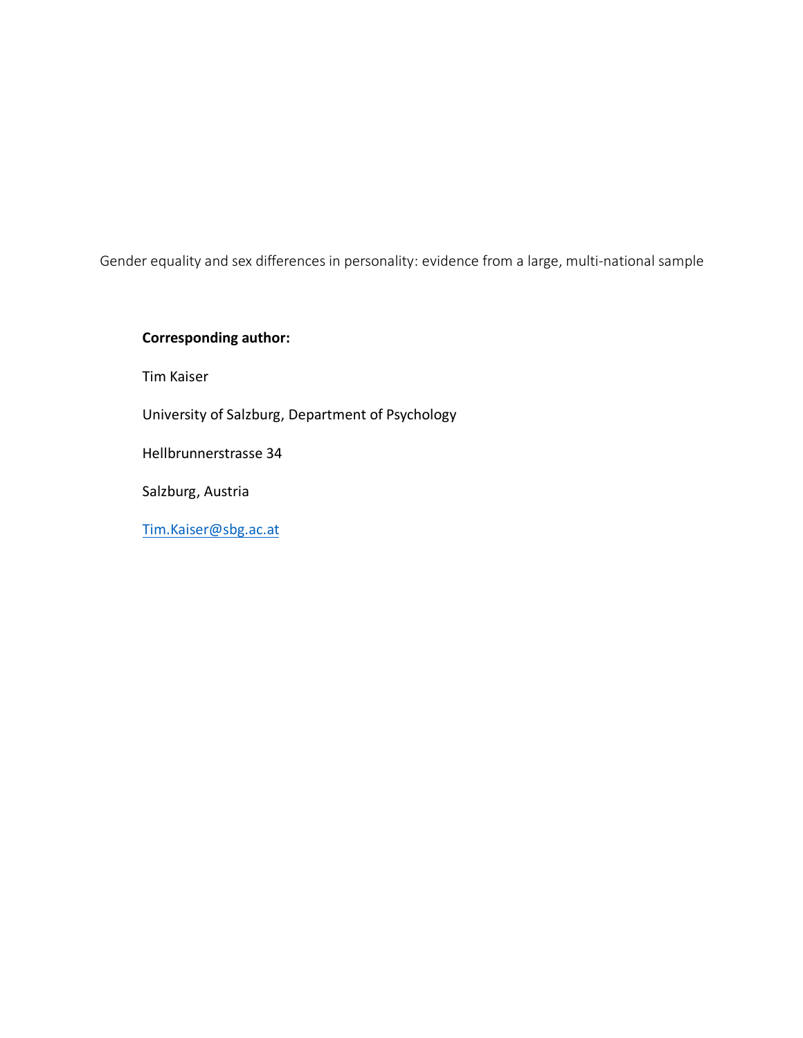Gender equality and sex differences in personality: evidence from a large, multi-national sample

**Corresponding author:**

Tim Kaiser

University of Salzburg, Department of Psychology

Hellbrunnerstrasse 34

Salzburg, Austria

Tim.Kaiser@sbg.ac.at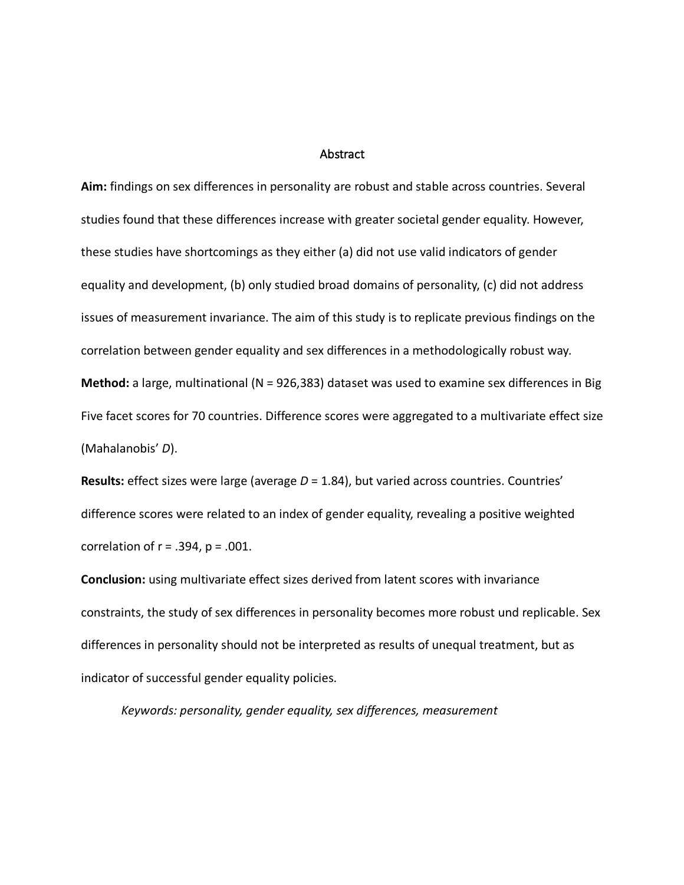# Abstract

**Aim:** findings on sex differences in personality are robust and stable across countries. Several studies found that these differences increase with greater societal gender equality. However, these studies have shortcomings as they either (a) did not use valid indicators of gender equality and development, (b) only studied broad domains of personality, (c) did not address issues of measurement invariance. The aim of this study is to replicate previous findings on the correlation between gender equality and sex differences in a methodologically robust way.

**Method:** a large, multinational ($N$ = 926,383) dataset was used to examine sex differences in Big Five facet scores for 70 countries. Difference scores were aggregated to a multivariate effect size (Mahalanobis' $D$).

**Results:** effect sizes were large (average $D$ = 1.84), but varied across countries. Countries' difference scores were related to an index of gender equality, revealing a positive weighted correlation of $r$ = .394, $p$ = .001.

**Conclusion:** using multivariate effect sizes derived from latent scores with invariance constraints, the study of sex differences in personality becomes more robust und replicable. Sex differences in personality should not be interpreted as results of unequal treatment, but as indicator of successful gender equality policies.

*Keywords: personality, gender equality, sex differences, measurement*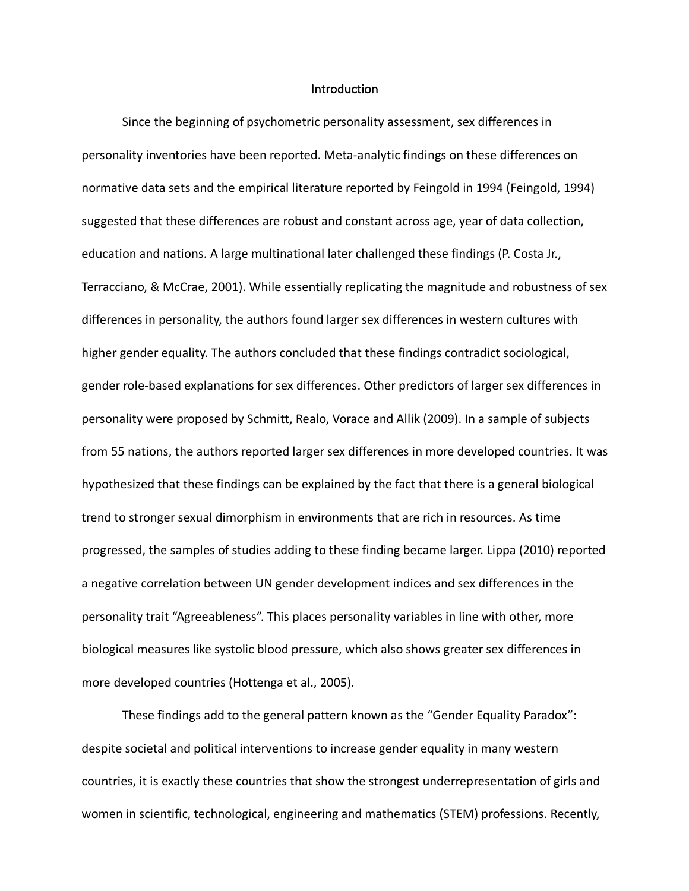# Introduction

Since the beginning of psychometric personality assessment, sex differences in personality inventories have been reported. Meta-analytic findings on these differences on normative data sets and the empirical literature reported by Feingold in 1994 (Feingold, 1994) suggested that these differences are robust and constant across age, year of data collection, education and nations. A large multinational later challenged these findings (P. Costa Jr., Terracciano, & McCrae, 2001). While essentially replicating the magnitude and robustness of sex differences in personality, the authors found larger sex differences in western cultures with higher gender equality. The authors concluded that these findings contradict sociological, gender role-based explanations for sex differences. Other predictors of larger sex differences in personality were proposed by Schmitt, Realo, Vorace and Allik (2009). In a sample of subjects from 55 nations, the authors reported larger sex differences in more developed countries. It was hypothesized that these findings can be explained by the fact that there is a general biological trend to stronger sexual dimorphism in environments that are rich in resources. As time progressed, the samples of studies adding to these finding became larger. Lippa (2010) reported a negative correlation between UN gender development indices and sex differences in the personality trait "Agreeableness". This places personality variables in line with other, more biological measures like systolic blood pressure, which also shows greater sex differences in more developed countries (Hottenga et al., 2005).

These findings add to the general pattern known as the "Gender Equality Paradox": despite societal and political interventions to increase gender equality in many western countries, it is exactly these countries that show the strongest underrepresentation of girls and women in scientific, technological, engineering and mathematics (STEM) professions. Recently,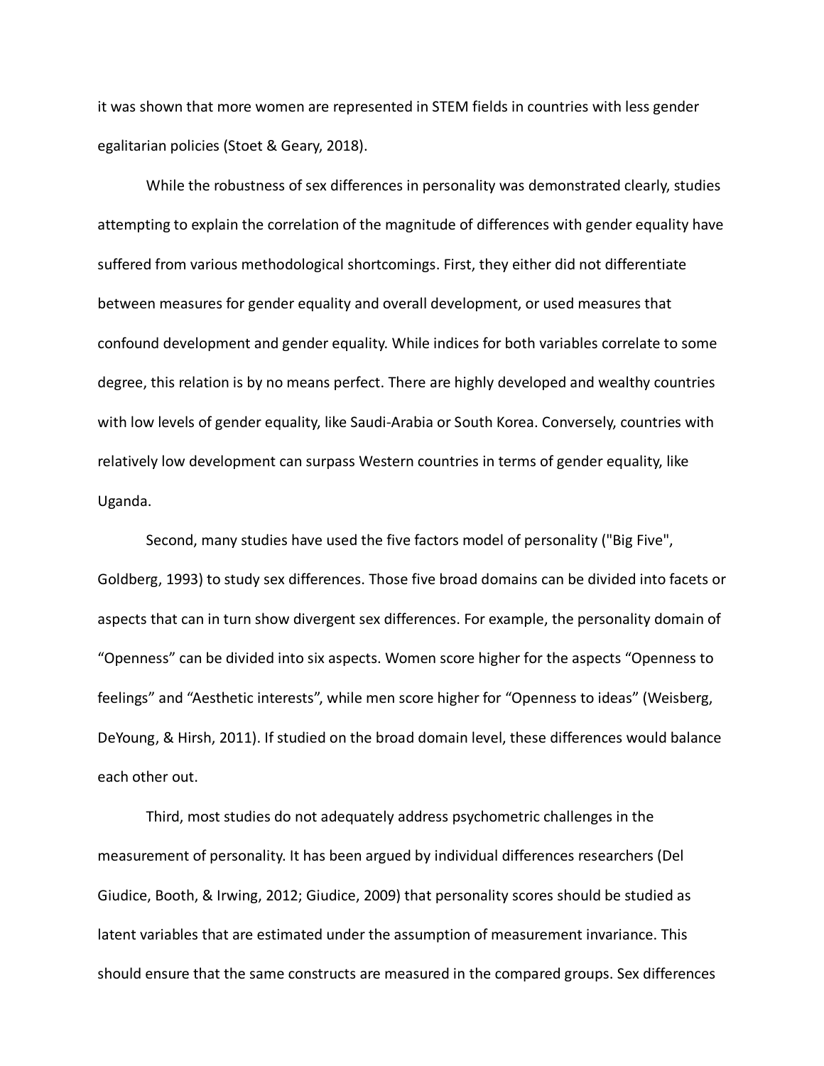it was shown that more women are represented in STEM fields in countries with less gender egalitarian policies (Stoet & Geary, 2018).

While the robustness of sex differences in personality was demonstrated clearly, studies attempting to explain the correlation of the magnitude of differences with gender equality have suffered from various methodological shortcomings. First, they either did not differentiate between measures for gender equality and overall development, or used measures that confound development and gender equality. While indices for both variables correlate to some degree, this relation is by no means perfect. There are highly developed and wealthy countries with low levels of gender equality, like Saudi-Arabia or South Korea. Conversely, countries with relatively low development can surpass Western countries in terms of gender equality, like Uganda.

Second, many studies have used the five factors model of personality ("Big Five", Goldberg, 1993) to study sex differences. Those five broad domains can be divided into facets or aspects that can in turn show divergent sex differences. For example, the personality domain of "Openness" can be divided into six aspects. Women score higher for the aspects "Openness to feelings" and "Aesthetic interests", while men score higher for "Openness to ideas" (Weisberg, DeYoung, & Hirsh, 2011). If studied on the broad domain level, these differences would balance each other out.

Third, most studies do not adequately address psychometric challenges in the measurement of personality. It has been argued by individual differences researchers (Del Giudice, Booth, & Irwing, 2012; Giudice, 2009) that personality scores should be studied as latent variables that are estimated under the assumption of measurement invariance. This should ensure that the same constructs are measured in the compared groups. Sex differences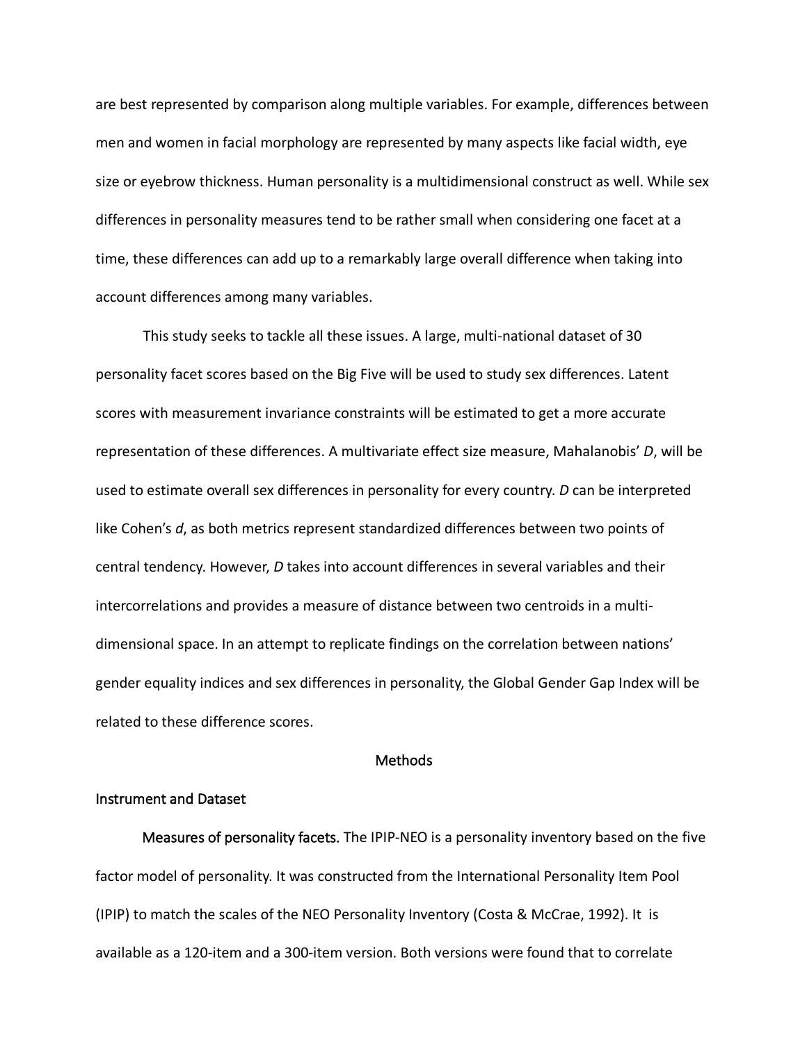are best represented by comparison along multiple variables. For example, differences between men and women in facial morphology are represented by many aspects like facial width, eye size or eyebrow thickness. Human personality is a multidimensional construct as well. While sex differences in personality measures tend to be rather small when considering one facet at a time, these differences can add up to a remarkably large overall difference when taking into account differences among many variables.

This study seeks to tackle all these issues. A large, multi-national dataset of 30 personality facet scores based on the Big Five will be used to study sex differences. Latent scores with measurement invariance constraints will be estimated to get a more accurate representation of these differences. A multivariate effect size measure, Mahalanobis' *D*, will be used to estimate overall sex differences in personality for every country. *D* can be interpreted like Cohen's *d*, as both metrics represent standardized differences between two points of central tendency. However, *D* takes into account differences in several variables and their intercorrelations and provides a measure of distance between two centroids in a multi-dimensional space. In an attempt to replicate findings on the correlation between nations' gender equality indices and sex differences in personality, the Global Gender Gap Index will be related to these difference scores.

# Methods

## Instrument and Dataset

**Measures of personality facets.** The IPIP-NEO is a personality inventory based on the five factor model of personality. It was constructed from the International Personality Item Pool (IPIP) to match the scales of the NEO Personality Inventory (Costa & McCrae, 1992). It is available as a 120-item and a 300-item version. Both versions were found that to correlate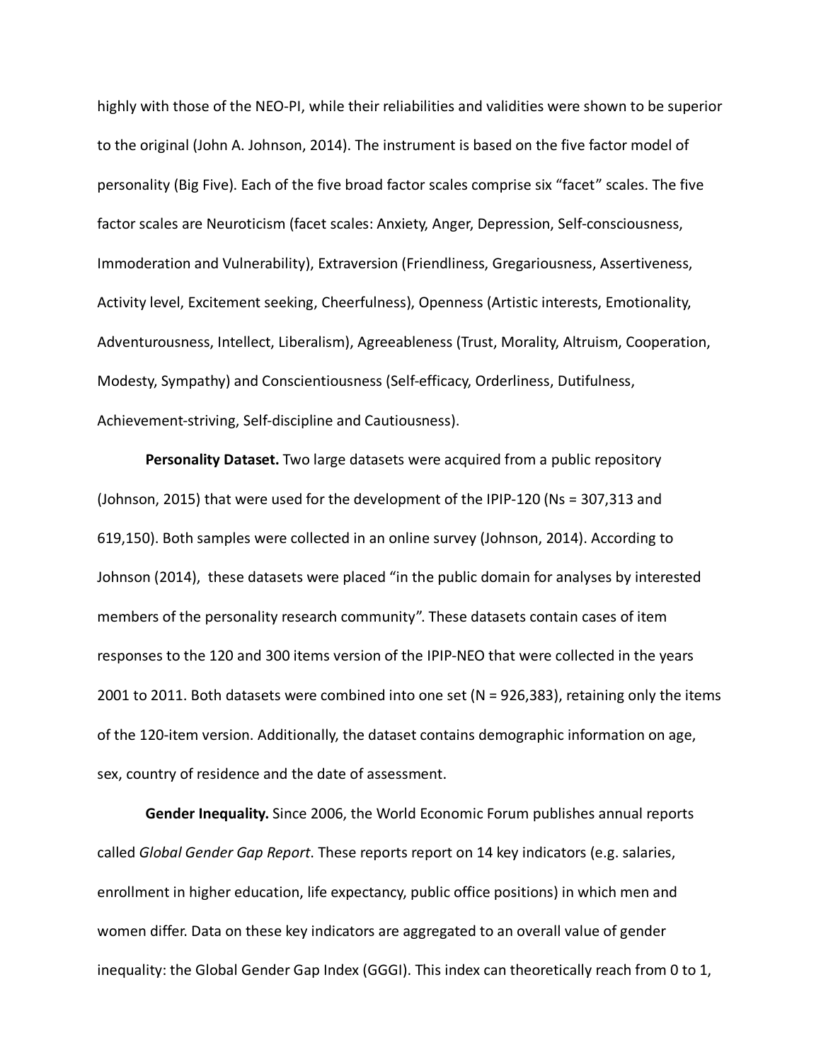highly with those of the NEO-PI, while their reliabilities and validities were shown to be superior to the original (John A. Johnson, 2014). The instrument is based on the five factor model of personality (Big Five). Each of the five broad factor scales comprise six "facet" scales. The five factor scales are Neuroticism (facet scales: Anxiety, Anger, Depression, Self-consciousness, Immoderation and Vulnerability), Extraversion (Friendliness, Gregariousness, Assertiveness, Activity level, Excitement seeking, Cheerfulness), Openness (Artistic interests, Emotionality, Adventurousness, Intellect, Liberalism), Agreeableness (Trust, Morality, Altruism, Cooperation, Modesty, Sympathy) and Conscientiousness (Self-efficacy, Orderliness, Dutifulness, Achievement-striving, Self-discipline and Cautiousness).

**Personality Dataset.** Two large datasets were acquired from a public repository (Johnson, 2015) that were used for the development of the IPIP-120 (Ns = 307,313 and 619,150). Both samples were collected in an online survey (Johnson, 2014). According to Johnson (2014), these datasets were placed "in the public domain for analyses by interested members of the personality research community". These datasets contain cases of item responses to the 120 and 300 items version of the IPIP-NEO that were collected in the years 2001 to 2011. Both datasets were combined into one set (N = 926,383), retaining only the items of the 120-item version. Additionally, the dataset contains demographic information on age, sex, country of residence and the date of assessment.

**Gender Inequality.** Since 2006, the World Economic Forum publishes annual reports called *Global Gender Gap Report*. These reports report on 14 key indicators (e.g. salaries, enrollment in higher education, life expectancy, public office positions) in which men and women differ. Data on these key indicators are aggregated to an overall value of gender inequality: the Global Gender Gap Index (GGGI). This index can theoretically reach from 0 to 1,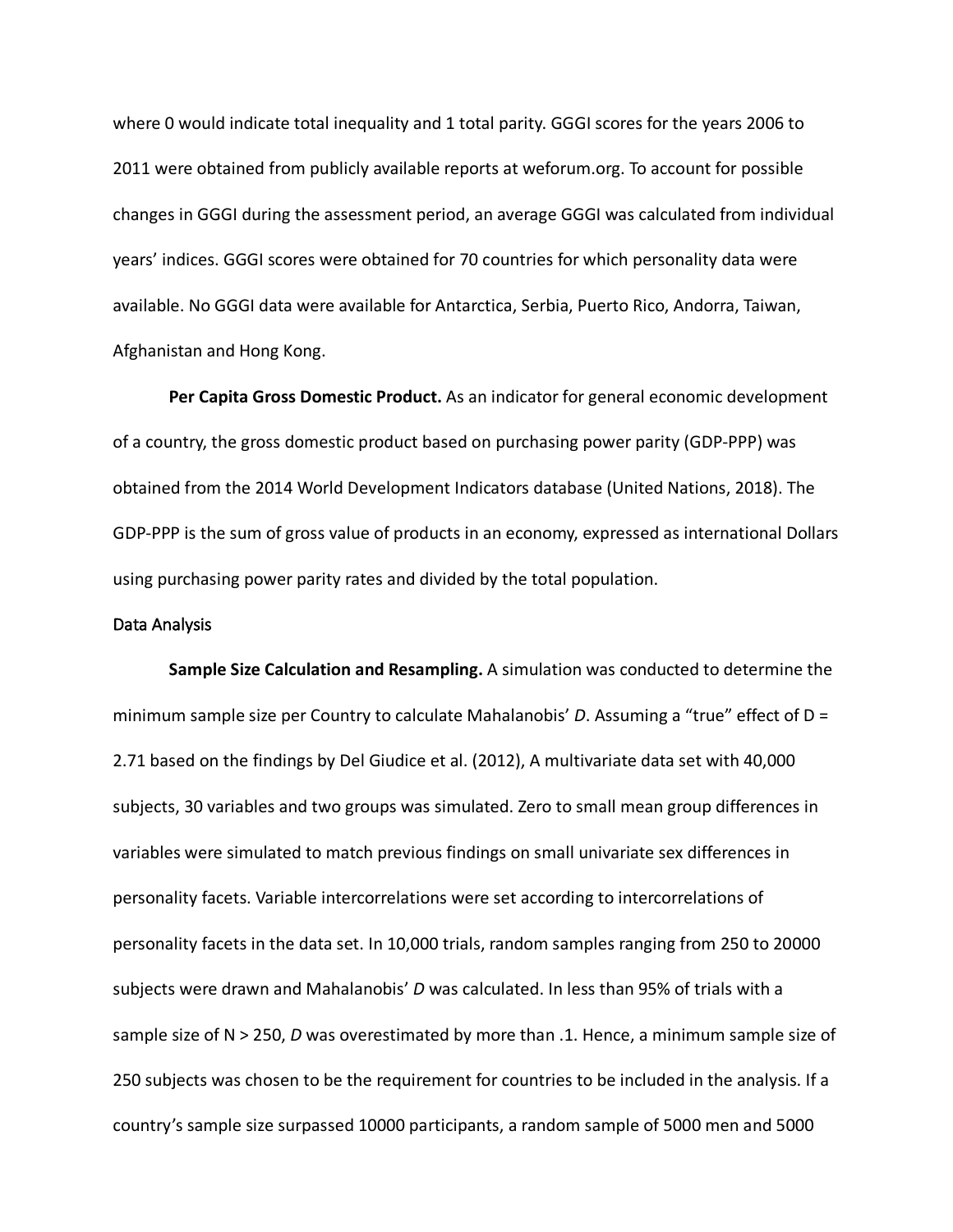where 0 would indicate total inequality and 1 total parity. GGGI scores for the years 2006 to 2011 were obtained from publicly available reports at weforum.org. To account for possible changes in GGGI during the assessment period, an average GGGI was calculated from individual years' indices. GGGI scores were obtained for 70 countries for which personality data were available. No GGGI data were available for Antarctica, Serbia, Puerto Rico, Andorra, Taiwan, Afghanistan and Hong Kong.

**Per Capita Gross Domestic Product.** As an indicator for general economic development of a country, the gross domestic product based on purchasing power parity (GDP-PPP) was obtained from the 2014 World Development Indicators database (United Nations, 2018). The GDP-PPP is the sum of gross value of products in an economy, expressed as international Dollars using purchasing power parity rates and divided by the total population.

### Data Analysis

**Sample Size Calculation and Resampling.** A simulation was conducted to determine the minimum sample size per Country to calculate Mahalanobis' *D*. Assuming a "true" effect of D = 2.71 based on the findings by Del Giudice et al. (2012), A multivariate data set with 40,000 subjects, 30 variables and two groups was simulated. Zero to small mean group differences in variables were simulated to match previous findings on small univariate sex differences in personality facets. Variable intercorrelations were set according to intercorrelations of personality facets in the data set. In 10,000 trials, random samples ranging from 250 to 20000 subjects were drawn and Mahalanobis' *D* was calculated. In less than 95% of trials with a sample size of N > 250, *D* was overestimated by more than .1. Hence, a minimum sample size of 250 subjects was chosen to be the requirement for countries to be included in the analysis. If a country's sample size surpassed 10000 participants, a random sample of 5000 men and 5000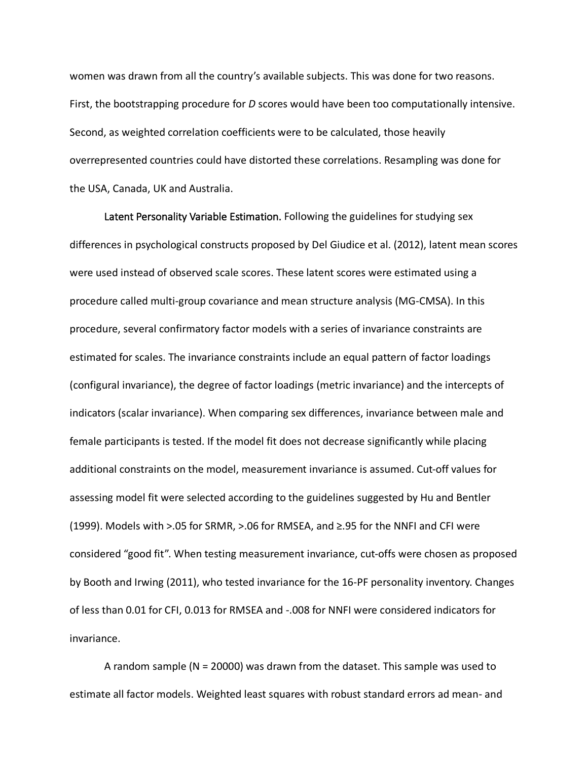women was drawn from all the country's available subjects. This was done for two reasons. First, the bootstrapping procedure for *D* scores would have been too computationally intensive. Second, as weighted correlation coefficients were to be calculated, those heavily overrepresented countries could have distorted these correlations. Resampling was done for the USA, Canada, UK and Australia.

Latent Personality Variable Estimation. Following the guidelines for studying sex differences in psychological constructs proposed by Del Giudice et al. (2012), latent mean scores were used instead of observed scale scores. These latent scores were estimated using a procedure called multi-group covariance and mean structure analysis (MG-CMSA). In this procedure, several confirmatory factor models with a series of invariance constraints are estimated for scales. The invariance constraints include an equal pattern of factor loadings (configural invariance), the degree of factor loadings (metric invariance) and the intercepts of indicators (scalar invariance). When comparing sex differences, invariance between male and female participants is tested. If the model fit does not decrease significantly while placing additional constraints on the model, measurement invariance is assumed. Cut-off values for assessing model fit were selected according to the guidelines suggested by Hu and Bentler (1999). Models with >.05 for SRMR, >.06 for RMSEA, and ≥.95 for the NNFI and CFI were considered "good fit". When testing measurement invariance, cut-offs were chosen as proposed by Booth and Irwing (2011), who tested invariance for the 16-PF personality inventory. Changes of less than 0.01 for CFI, 0.013 for RMSEA and -.008 for NNFI were considered indicators for invariance.

A random sample (N = 20000) was drawn from the dataset. This sample was used to estimate all factor models. Weighted least squares with robust standard errors ad mean- and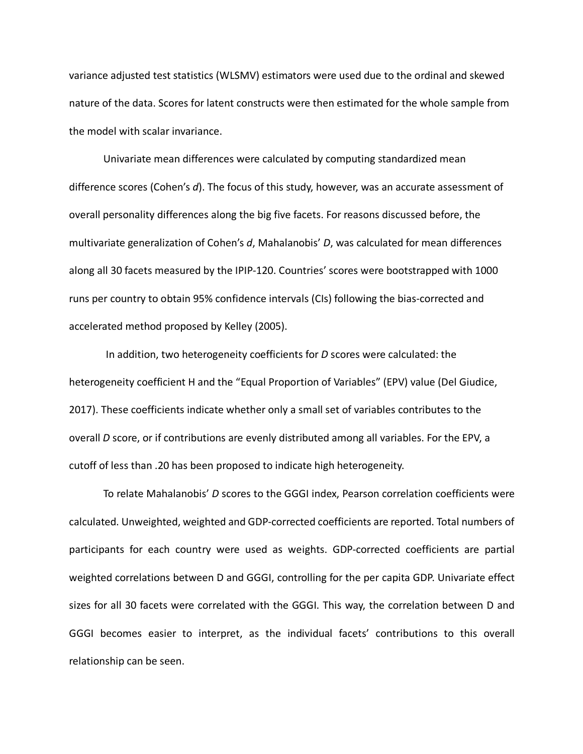variance adjusted test statistics (WLSMV) estimators were used due to the ordinal and skewed nature of the data. Scores for latent constructs were then estimated for the whole sample from the model with scalar invariance.

Univariate mean differences were calculated by computing standardized mean difference scores (Cohen's *d*). The focus of this study, however, was an accurate assessment of overall personality differences along the big five facets. For reasons discussed before, the multivariate generalization of Cohen's *d*, Mahalanobis' *D*, was calculated for mean differences along all 30 facets measured by the IPIP-120. Countries' scores were bootstrapped with 1000 runs per country to obtain 95% confidence intervals (CIs) following the bias-corrected and accelerated method proposed by Kelley (2005).

In addition, two heterogeneity coefficients for *D* scores were calculated: the heterogeneity coefficient H and the "Equal Proportion of Variables" (EPV) value (Del Giudice, 2017). These coefficients indicate whether only a small set of variables contributes to the overall *D* score, or if contributions are evenly distributed among all variables. For the EPV, a cutoff of less than .20 has been proposed to indicate high heterogeneity.

To relate Mahalanobis' *D* scores to the GGGI index, Pearson correlation coefficients were calculated. Unweighted, weighted and GDP-corrected coefficients are reported. Total numbers of participants for each country were used as weights. GDP-corrected coefficients are partial weighted correlations between D and GGGI, controlling for the per capita GDP. Univariate effect sizes for all 30 facets were correlated with the GGGI. This way, the correlation between D and GGGI becomes easier to interpret, as the individual facets' contributions to this overall relationship can be seen.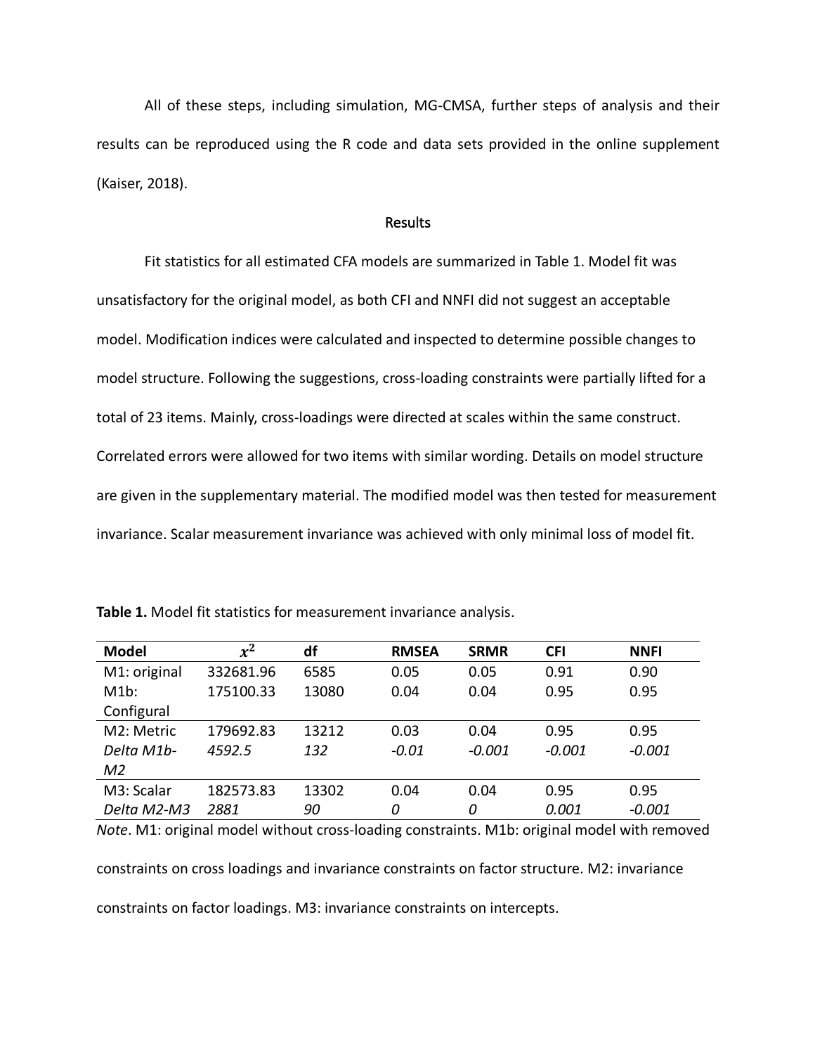All of these steps, including simulation, MG-CMSA, further steps of analysis and their results can be reproduced using the R code and data sets provided in the online supplement (Kaiser, 2018).

## Results

Fit statistics for all estimated CFA models are summarized in Table 1. Model fit was unsatisfactory for the original model, as both CFI and NNFI did not suggest an acceptable model. Modification indices were calculated and inspected to determine possible changes to model structure. Following the suggestions, cross-loading constraints were partially lifted for a total of 23 items. Mainly, cross-loadings were directed at scales within the same construct. Correlated errors were allowed for two items with similar wording. Details on model structure are given in the supplementary material. The modified model was then tested for measurement invariance. Scalar measurement invariance was achieved with only minimal loss of model fit.

**Table 1.** Model fit statistics for measurement invariance analysis.

| **Model** | $x^2$ | **df** | **RMSEA** | **SRMR** | **CFI** | **NNFI** |
|---|---|---|---|---|---|---|
| M1: original | 332681.96 | 6585 | 0.05 | 0.05 | 0.91 | 0.90 |
| M1b: Configural | 175100.33 | 13080 | 0.04 | 0.04 | 0.95 | 0.95 |
| M2: Metric | 179692.83 | 13212 | 0.03 | 0.04 | 0.95 | 0.95 |
| *Delta M1b-M2* | *4592.5* | *132* | *-0.01* | *-0.001* | *-0.001* | *-0.001* |
| M3: Scalar | 182573.83 | 13302 | 0.04 | 0.04 | 0.95 | 0.95 |
| *Delta M2-M3* | *2881* | *90* | *0* | *0* | *0.001* | *-0.001* |

*Note*. M1: original model without cross-loading constraints. M1b: original model with removed constraints on cross loadings and invariance constraints on factor structure. M2: invariance constraints on factor loadings. M3: invariance constraints on intercepts.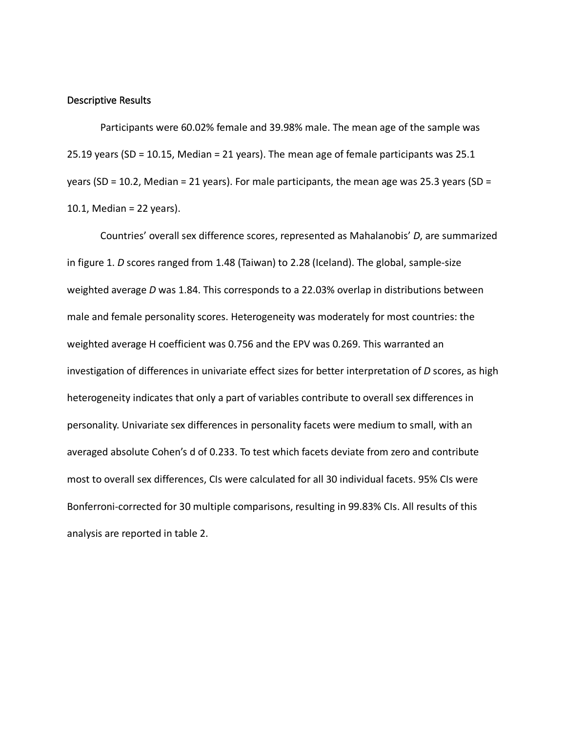## Descriptive Results

Participants were 60.02% female and 39.98% male. The mean age of the sample was 25.19 years (SD = 10.15, Median = 21 years). The mean age of female participants was 25.1 years (SD = 10.2, Median = 21 years). For male participants, the mean age was 25.3 years (SD = 10.1, Median = 22 years).

Countries' overall sex difference scores, represented as Mahalanobis' *D*, are summarized in figure 1. *D* scores ranged from 1.48 (Taiwan) to 2.28 (Iceland). The global, sample-size weighted average *D* was 1.84. This corresponds to a 22.03% overlap in distributions between male and female personality scores. Heterogeneity was moderately for most countries: the weighted average H coefficient was 0.756 and the EPV was 0.269. This warranted an investigation of differences in univariate effect sizes for better interpretation of *D* scores, as high heterogeneity indicates that only a part of variables contribute to overall sex differences in personality. Univariate sex differences in personality facets were medium to small, with an averaged absolute Cohen's d of 0.233. To test which facets deviate from zero and contribute most to overall sex differences, CIs were calculated for all 30 individual facets. 95% CIs were Bonferroni-corrected for 30 multiple comparisons, resulting in 99.83% CIs. All results of this analysis are reported in table 2.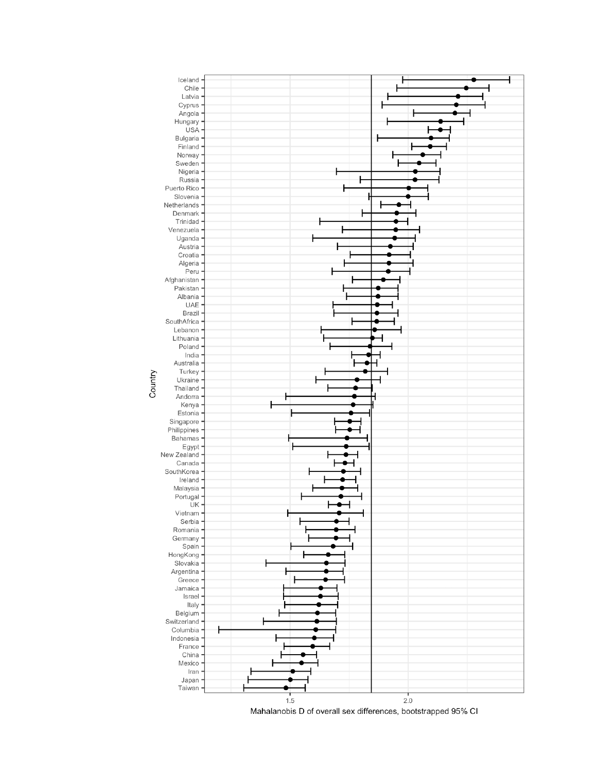Iceland
Chile
Latvia
Cyprus
Angola
Hungary
USA
Bulgaria
Finland
Norway
Sweden
Nigeria
Russia
Puerto Rico
Slovenia
Netherlands
Denmark
Trinidad
Venezuela
Uganda
Austria
Croatia
Algeria
Peru
Afghanistan
Pakistan
Albania
UAE
Brazil
SouthAfrica
Lebanon
Lithuania
Poland
India
Australia
Turkey
Ukraine
Thailand
Andorra
Kenya
Estonia
Singapore
Philippines
Bahamas
Egypt
New Zealand
Canada
SouthKorea
Ireland
Malaysia
Portugal
UK
Vietnam
Serbia
Romania
Germany
Spain
HongKong
Slovakia
Argentina
Greece
Jamaica
Israel
Italy
Belgium
Switzerland
Columbia
Indonesia
France
China
Mexico
Iran
Japan
Taiwan

Country

1.5 2.0

Mahalanobis D of overall sex differences, bootstrapped 95% CI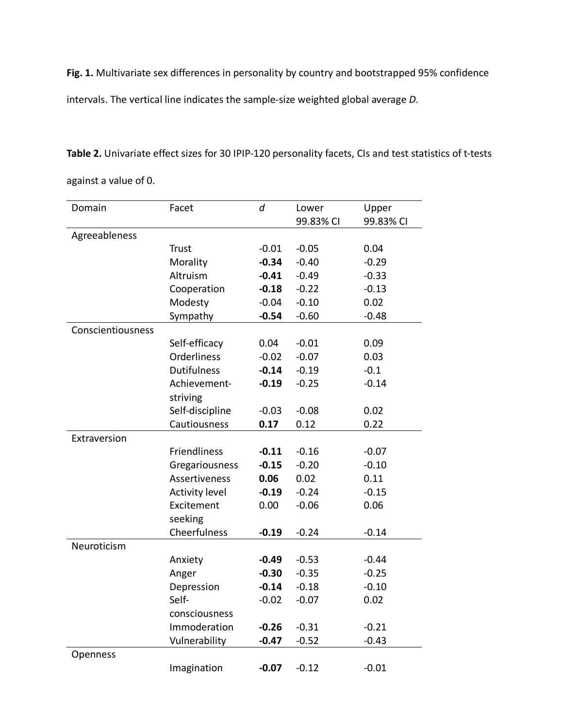**Fig. 1.** Multivariate sex differences in personality by country and bootstrapped 95% confidence intervals. The vertical line indicates the sample-size weighted global average *D*.

**Table 2.** Univariate effect sizes for 30 IPIP-120 personality facets, CIs and test statistics of t-tests against a value of 0.

| Domain | Facet | *d* | Lower 99.83% CI | Upper 99.83% CI |
|---|---|---|---|---|
| Agreeableness | | | | |
| | Trust | -0.01 | -0.05 | 0.04 |
| | Morality | **-0.34** | -0.40 | -0.29 |
| | Altruism | **-0.41** | -0.49 | -0.33 |
| | Cooperation | **-0.18** | -0.22 | -0.13 |
| | Modesty | -0.04 | -0.10 | 0.02 |
| | Sympathy | **-0.54** | -0.60 | -0.48 |
| Conscientiousness | | | | |
| | Self-efficacy | 0.04 | -0.01 | 0.09 |
| | Orderliness | -0.02 | -0.07 | 0.03 |
| | Dutifulness | **-0.14** | -0.19 | -0.1 |
| | Achievement-striving | **-0.19** | -0.25 | -0.14 |
| | Self-discipline | -0.03 | -0.08 | 0.02 |
| | Cautiousness | **0.17** | 0.12 | 0.22 |
| Extraversion | | | | |
| | Friendliness | **-0.11** | -0.16 | -0.07 |
| | Gregariousness | **-0.15** | -0.20 | -0.10 |
| | Assertiveness | **0.06** | 0.02 | 0.11 |
| | Activity level | **-0.19** | -0.24 | -0.15 |
| | Excitement seeking | 0.00 | -0.06 | 0.06 |
| | Cheerfulness | **-0.19** | -0.24 | -0.14 |
| Neuroticism | | | | |
| | Anxiety | **-0.49** | -0.53 | -0.44 |
| | Anger | **-0.30** | -0.35 | -0.25 |
| | Depression | **-0.14** | -0.18 | -0.10 |
| | Self-consciousness | -0.02 | -0.07 | 0.02 |
| | Immoderation | **-0.26** | -0.31 | -0.21 |
| | Vulnerability | **-0.47** | -0.52 | -0.43 |
| Openness | | | | |
| | Imagination | **-0.07** | -0.12 | -0.01 |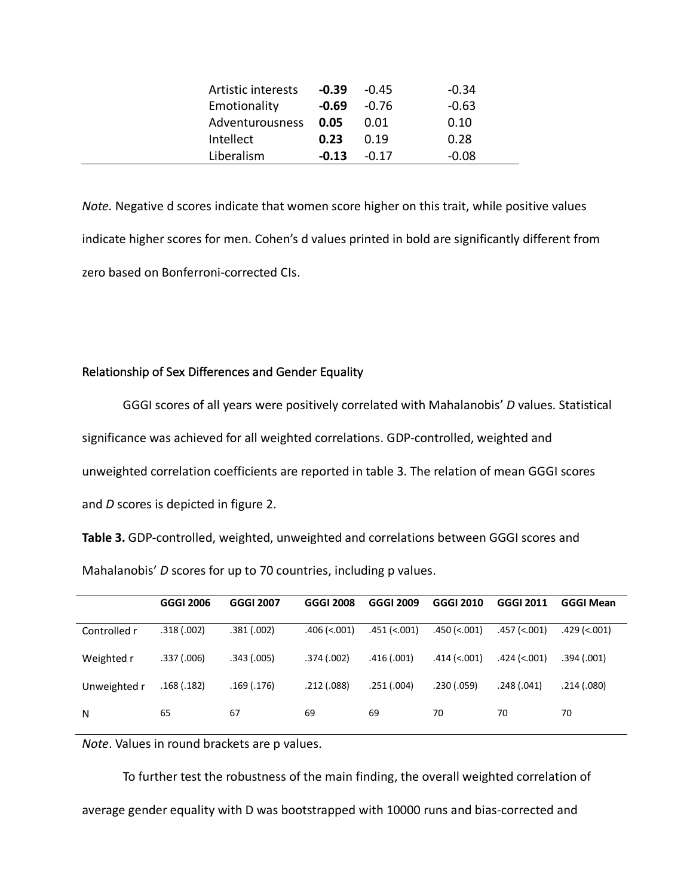| | | | |
|---|---|---|---|
| Artistic interests | **-0.39** | -0.45 | -0.34 |
| Emotionality | **-0.69** | -0.76 | -0.63 |
| Adventurousness | **0.05** | 0.01 | 0.10 |
| Intellect | **0.23** | 0.19 | 0.28 |
| Liberalism | **-0.13** | -0.17 | -0.08 |

*Note.* Negative d scores indicate that women score higher on this trait, while positive values indicate higher scores for men. Cohen's d values printed in bold are significantly different from zero based on Bonferroni-corrected CIs.

## Relationship of Sex Differences and Gender Equality

GGGI scores of all years were positively correlated with Mahalanobis' *D* values. Statistical significance was achieved for all weighted correlations. GDP-controlled, weighted and unweighted correlation coefficients are reported in table 3. The relation of mean GGGI scores and *D* scores is depicted in figure 2.

**Table 3.** GDP-controlled, weighted, unweighted and correlations between GGGI scores and Mahalanobis' *D* scores for up to 70 countries, including p values.

| | **GGGI 2006** | **GGGI 2007** | **GGGI 2008** | **GGGI 2009** | **GGGI 2010** | **GGGI 2011** | **GGGI Mean** |
|---|---|---|---|---|---|---|---|
| Controlled r | .318 (.002) | .381 (.002) | .406 (<.001) | .451 (<.001) | .450 (<.001) | .457 (<.001) | .429 (<.001) |
| Weighted r | .337 (.006) | .343 (.005) | .374 (.002) | .416 (.001) | .414 (<.001) | .424 (<.001) | .394 (.001) |
| Unweighted r | .168 (.182) | .169 (.176) | .212 (.088) | .251 (.004) | .230 (.059) | .248 (.041) | .214 (.080) |
| N | 65 | 67 | 69 | 69 | 70 | 70 | 70 |

*Note*. Values in round brackets are p values.

To further test the robustness of the main finding, the overall weighted correlation of average gender equality with D was bootstrapped with 10000 runs and bias-corrected and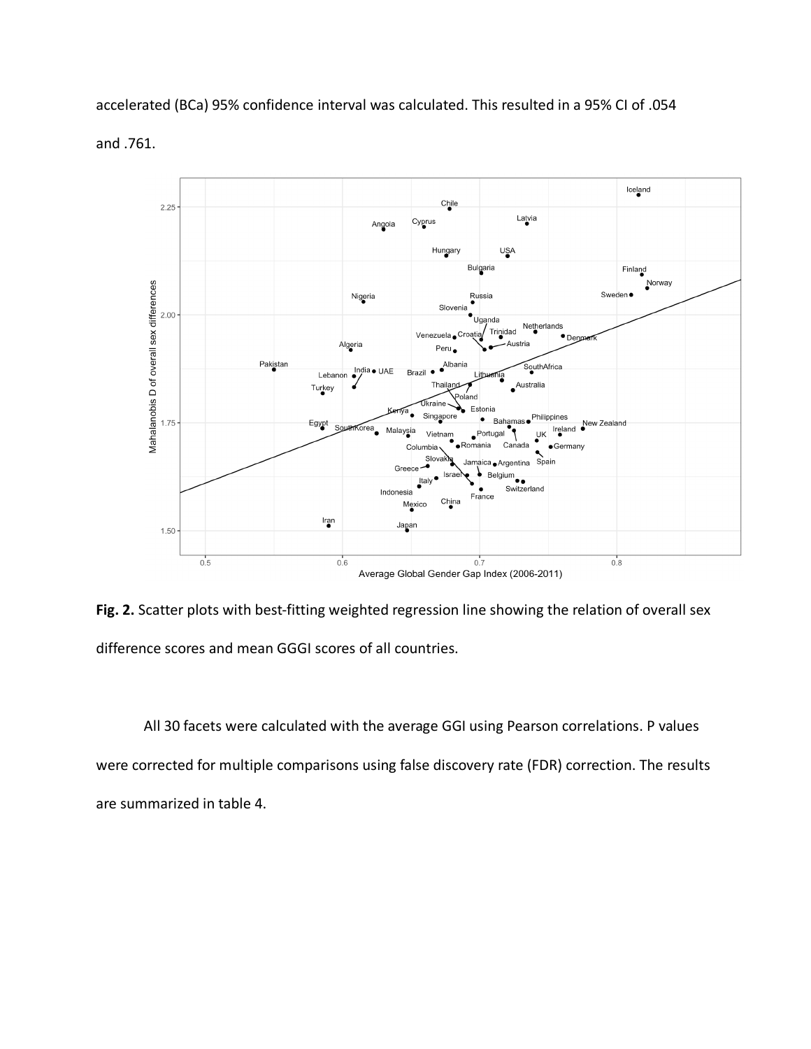accelerated (BCa) 95% confidence interval was calculated. This resulted in a 95% CI of .054 and .761.

**Fig. 2.** Scatter plots with best-fitting weighted regression line showing the relation of overall sex difference scores and mean GGGI scores of all countries.

All 30 facets were calculated with the average GGI using Pearson correlations. P values were corrected for multiple comparisons using false discovery rate (FDR) correction. The results are summarized in table 4.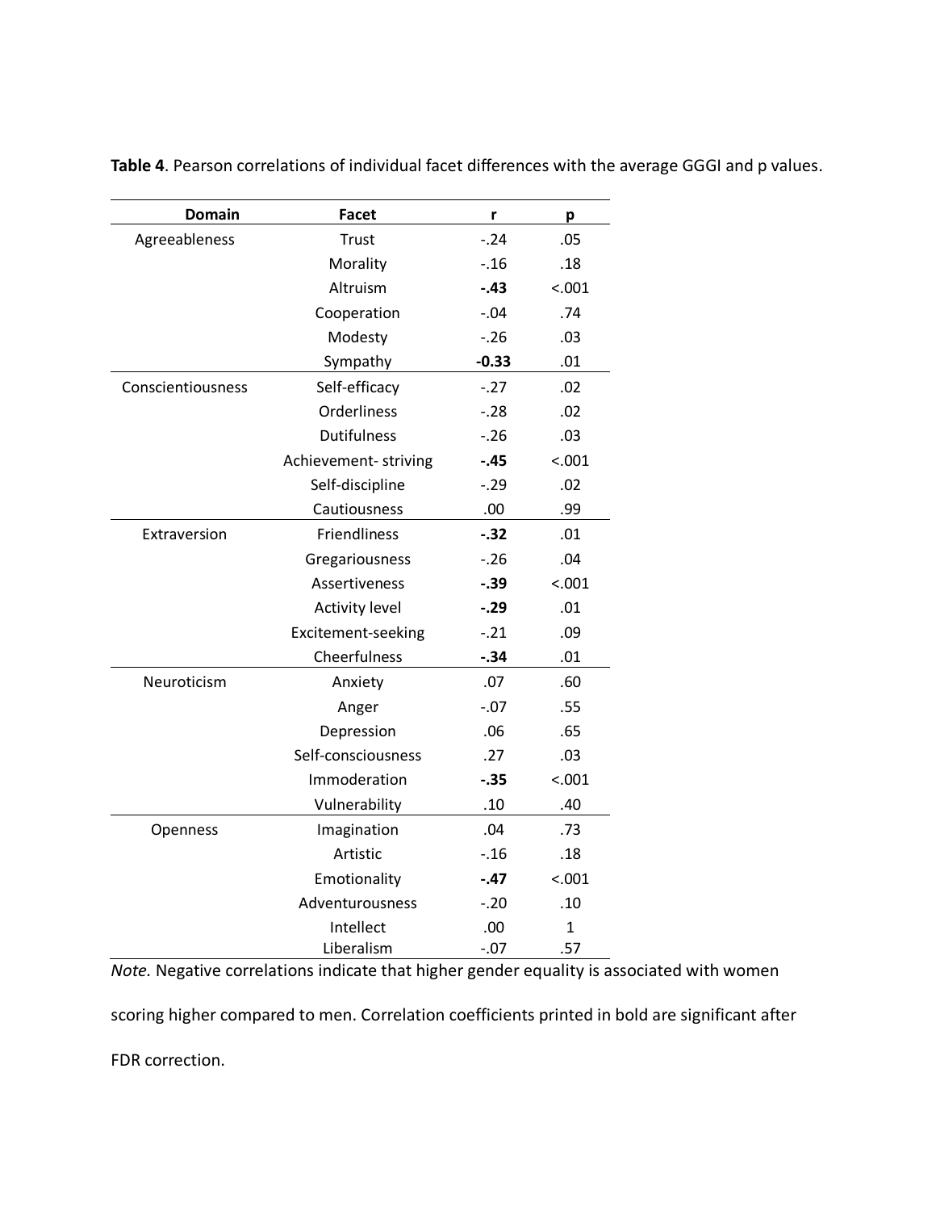**Table 4**. Pearson correlations of individual facet differences with the average GGGI and p values.

| Domain | Facet | r | p |
|---|---|---|---|
| Agreeableness | Trust | -.24 | .05 |
| | Morality | -.16 | .18 |
| | Altruism | **-.43** | <.001 |
| | Cooperation | -.04 | .74 |
| | Modesty | -.26 | .03 |
| | Sympathy | **-0.33** | .01 |
| Conscientiousness | Self-efficacy | -.27 | .02 |
| | Orderliness | -.28 | .02 |
| | Dutifulness | -.26 | .03 |
| | Achievement- striving | **-.45** | <.001 |
| | Self-discipline | -.29 | .02 |
| | Cautiousness | .00 | .99 |
| Extraversion | Friendliness | **-.32** | .01 |
| | Gregariousness | -.26 | .04 |
| | Assertiveness | **-.39** | <.001 |
| | Activity level | **-.29** | .01 |
| | Excitement-seeking | -.21 | .09 |
| | Cheerfulness | **-.34** | .01 |
| Neuroticism | Anxiety | .07 | .60 |
| | Anger | -.07 | .55 |
| | Depression | .06 | .65 |
| | Self-consciousness | .27 | .03 |
| | Immoderation | **-.35** | <.001 |
| | Vulnerability | .10 | .40 |
| Openness | Imagination | .04 | .73 |
| | Artistic | -.16 | .18 |
| | Emotionality | **-.47** | <.001 |
| | Adventurousness | -.20 | .10 |
| | Intellect | .00 | 1 |
| | Liberalism | -.07 | .57 |

*Note.* Negative correlations indicate that higher gender equality is associated with women scoring higher compared to men. Correlation coefficients printed in bold are significant after FDR correction.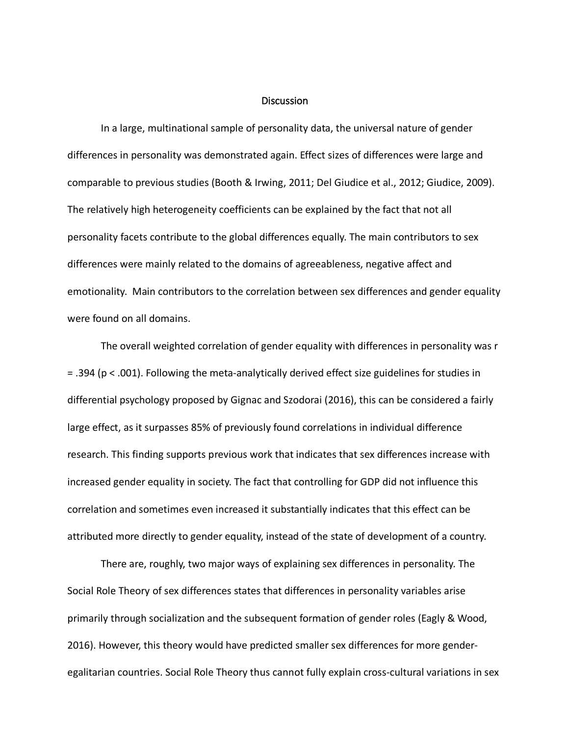## Discussion

In a large, multinational sample of personality data, the universal nature of gender differences in personality was demonstrated again. Effect sizes of differences were large and comparable to previous studies (Booth & Irwing, 2011; Del Giudice et al., 2012; Giudice, 2009). The relatively high heterogeneity coefficients can be explained by the fact that not all personality facets contribute to the global differences equally. The main contributors to sex differences were mainly related to the domains of agreeableness, negative affect and emotionality. Main contributors to the correlation between sex differences and gender equality were found on all domains.

The overall weighted correlation of gender equality with differences in personality was $r = .394$ ($p < .001$). Following the meta-analytically derived effect size guidelines for studies in differential psychology proposed by Gignac and Szodorai (2016), this can be considered a fairly large effect, as it surpasses 85% of previously found correlations in individual difference research. This finding supports previous work that indicates that sex differences increase with increased gender equality in society. The fact that controlling for GDP did not influence this correlation and sometimes even increased it substantially indicates that this effect can be attributed more directly to gender equality, instead of the state of development of a country.

There are, roughly, two major ways of explaining sex differences in personality. The Social Role Theory of sex differences states that differences in personality variables arise primarily through socialization and the subsequent formation of gender roles (Eagly & Wood, 2016). However, this theory would have predicted smaller sex differences for more gender-egalitarian countries. Social Role Theory thus cannot fully explain cross-cultural variations in sex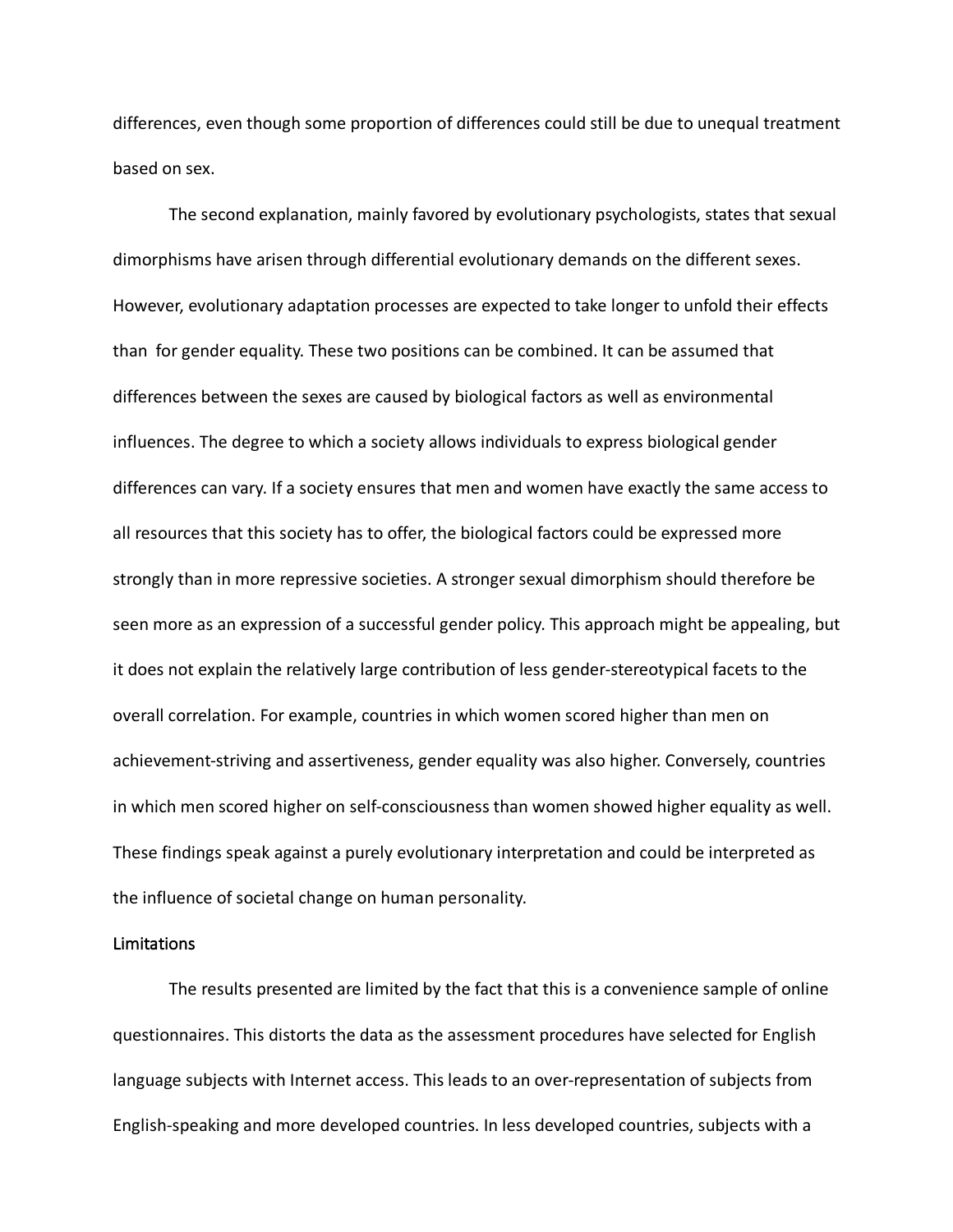differences, even though some proportion of differences could still be due to unequal treatment based on sex.

The second explanation, mainly favored by evolutionary psychologists, states that sexual dimorphisms have arisen through differential evolutionary demands on the different sexes. However, evolutionary adaptation processes are expected to take longer to unfold their effects than for gender equality. These two positions can be combined. It can be assumed that differences between the sexes are caused by biological factors as well as environmental influences. The degree to which a society allows individuals to express biological gender differences can vary. If a society ensures that men and women have exactly the same access to all resources that this society has to offer, the biological factors could be expressed more strongly than in more repressive societies. A stronger sexual dimorphism should therefore be seen more as an expression of a successful gender policy. This approach might be appealing, but it does not explain the relatively large contribution of less gender-stereotypical facets to the overall correlation. For example, countries in which women scored higher than men on achievement-striving and assertiveness, gender equality was also higher. Conversely, countries in which men scored higher on self-consciousness than women showed higher equality as well. These findings speak against a purely evolutionary interpretation and could be interpreted as the influence of societal change on human personality.

## Limitations

The results presented are limited by the fact that this is a convenience sample of online questionnaires. This distorts the data as the assessment procedures have selected for English language subjects with Internet access. This leads to an over-representation of subjects from English-speaking and more developed countries. In less developed countries, subjects with a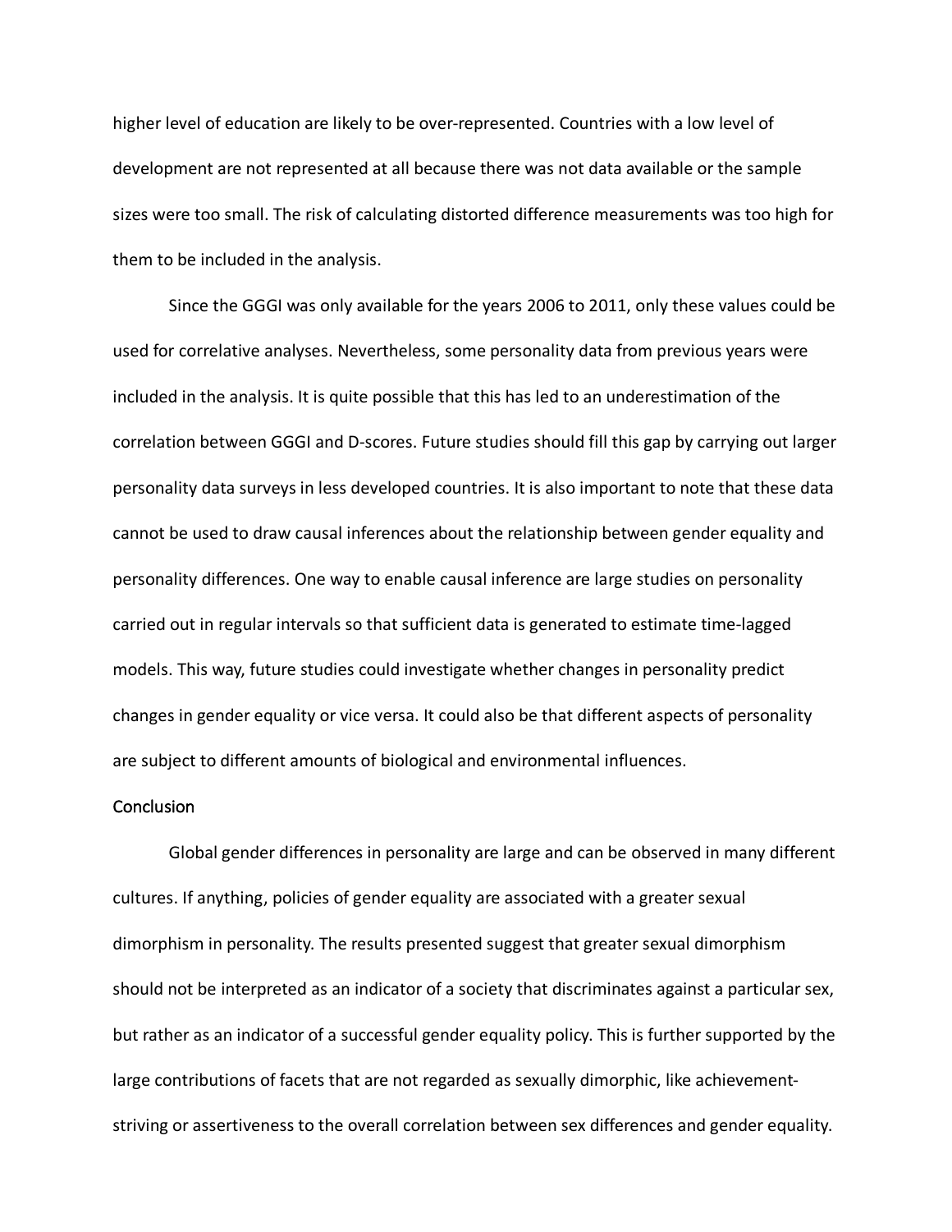higher level of education are likely to be over-represented. Countries with a low level of development are not represented at all because there was not data available or the sample sizes were too small. The risk of calculating distorted difference measurements was too high for them to be included in the analysis.

Since the GGGI was only available for the years 2006 to 2011, only these values could be used for correlative analyses. Nevertheless, some personality data from previous years were included in the analysis. It is quite possible that this has led to an underestimation of the correlation between GGGI and D-scores. Future studies should fill this gap by carrying out larger personality data surveys in less developed countries. It is also important to note that these data cannot be used to draw causal inferences about the relationship between gender equality and personality differences. One way to enable causal inference are large studies on personality carried out in regular intervals so that sufficient data is generated to estimate time-lagged models. This way, future studies could investigate whether changes in personality predict changes in gender equality or vice versa. It could also be that different aspects of personality are subject to different amounts of biological and environmental influences.

## Conclusion

Global gender differences in personality are large and can be observed in many different cultures. If anything, policies of gender equality are associated with a greater sexual dimorphism in personality. The results presented suggest that greater sexual dimorphism should not be interpreted as an indicator of a society that discriminates against a particular sex, but rather as an indicator of a successful gender equality policy. This is further supported by the large contributions of facets that are not regarded as sexually dimorphic, like achievement-striving or assertiveness to the overall correlation between sex differences and gender equality.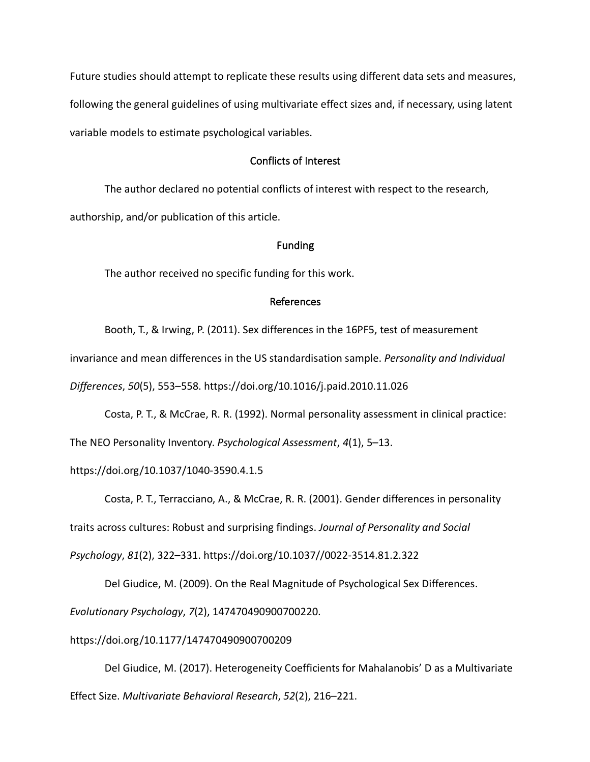Future studies should attempt to replicate these results using different data sets and measures, following the general guidelines of using multivariate effect sizes and, if necessary, using latent variable models to estimate psychological variables.

## Conflicts of Interest

The author declared no potential conflicts of interest with respect to the research, authorship, and/or publication of this article.

## Funding

The author received no specific funding for this work.

## References

Booth, T., & Irwing, P. (2011). Sex differences in the 16PF5, test of measurement invariance and mean differences in the US standardisation sample. *Personality and Individual Differences*, *50*(5), 553–558. https://doi.org/10.1016/j.paid.2010.11.026

Costa, P. T., & McCrae, R. R. (1992). Normal personality assessment in clinical practice: The NEO Personality Inventory. *Psychological Assessment*, *4*(1), 5–13. https://doi.org/10.1037/1040-3590.4.1.5

Costa, P. T., Terracciano, A., & McCrae, R. R. (2001). Gender differences in personality traits across cultures: Robust and surprising findings. *Journal of Personality and Social Psychology*, *81*(2), 322–331. https://doi.org/10.1037//0022-3514.81.2.322

Del Giudice, M. (2009). On the Real Magnitude of Psychological Sex Differences. *Evolutionary Psychology*, *7*(2), 147470490900700220. https://doi.org/10.1177/147470490900700209

Del Giudice, M. (2017). Heterogeneity Coefficients for Mahalanobis' D as a Multivariate Effect Size. *Multivariate Behavioral Research*, *52*(2), 216–221.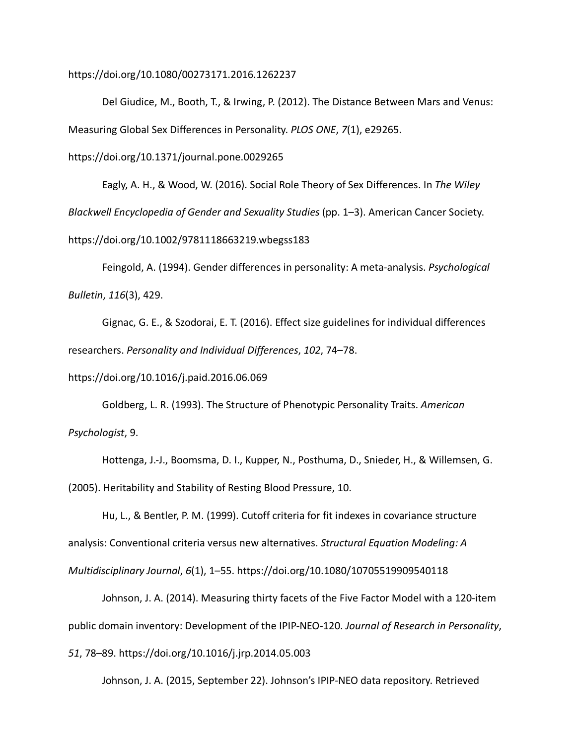https://doi.org/10.1080/00273171.2016.1262237

Del Giudice, M., Booth, T., & Irwing, P. (2012). The Distance Between Mars and Venus: Measuring Global Sex Differences in Personality. *PLOS ONE*, *7*(1), e29265. https://doi.org/10.1371/journal.pone.0029265

Eagly, A. H., & Wood, W. (2016). Social Role Theory of Sex Differences. In *The Wiley Blackwell Encyclopedia of Gender and Sexuality Studies* (pp. 1–3). American Cancer Society. https://doi.org/10.1002/9781118663219.wbegss183

Feingold, A. (1994). Gender differences in personality: A meta-analysis. *Psychological Bulletin*, *116*(3), 429.

Gignac, G. E., & Szodorai, E. T. (2016). Effect size guidelines for individual differences researchers. *Personality and Individual Differences*, *102*, 74–78. https://doi.org/10.1016/j.paid.2016.06.069

Goldberg, L. R. (1993). The Structure of Phenotypic Personality Traits. *American Psychologist*, 9.

Hottenga, J.-J., Boomsma, D. I., Kupper, N., Posthuma, D., Snieder, H., & Willemsen, G. (2005). Heritability and Stability of Resting Blood Pressure, 10.

Hu, L., & Bentler, P. M. (1999). Cutoff criteria for fit indexes in covariance structure analysis: Conventional criteria versus new alternatives. *Structural Equation Modeling: A Multidisciplinary Journal*, *6*(1), 1–55. https://doi.org/10.1080/10705519909540118

Johnson, J. A. (2014). Measuring thirty facets of the Five Factor Model with a 120-item public domain inventory: Development of the IPIP-NEO-120. *Journal of Research in Personality*, *51*, 78–89. https://doi.org/10.1016/j.jrp.2014.05.003

Johnson, J. A. (2015, September 22). Johnson's IPIP-NEO data repository. Retrieved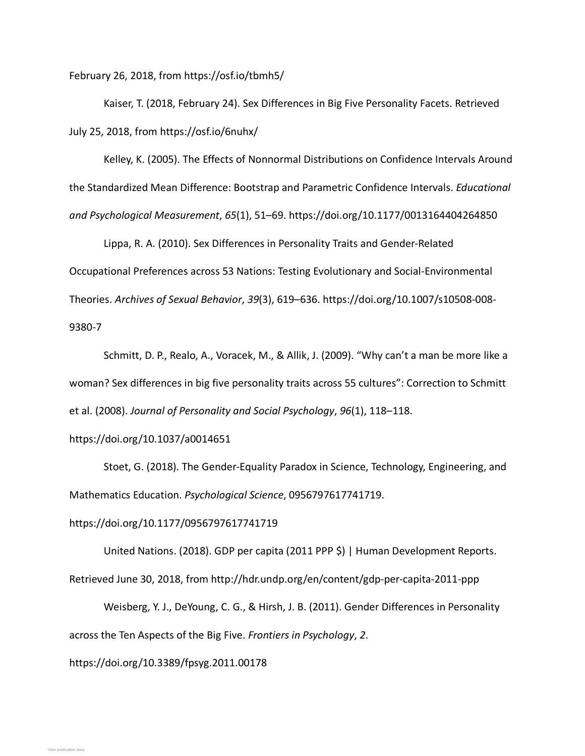February 26, 2018, from https://osf.io/tbmh5/

Kaiser, T. (2018, February 24). Sex Differences in Big Five Personality Facets. Retrieved July 25, 2018, from https://osf.io/6nuhx/

Kelley, K. (2005). The Effects of Nonnormal Distributions on Confidence Intervals Around the Standardized Mean Difference: Bootstrap and Parametric Confidence Intervals. *Educational and Psychological Measurement*, *65*(1), 51–69. https://doi.org/10.1177/0013164404264850

Lippa, R. A. (2010). Sex Differences in Personality Traits and Gender-Related Occupational Preferences across 53 Nations: Testing Evolutionary and Social-Environmental Theories. *Archives of Sexual Behavior*, *39*(3), 619–636. https://doi.org/10.1007/s10508-008-9380-7

Schmitt, D. P., Realo, A., Voracek, M., & Allik, J. (2009). "Why can't a man be more like a woman? Sex differences in big five personality traits across 55 cultures": Correction to Schmitt et al. (2008). *Journal of Personality and Social Psychology*, *96*(1), 118–118. https://doi.org/10.1037/a0014651

Stoet, G. (2018). The Gender-Equality Paradox in Science, Technology, Engineering, and Mathematics Education. *Psychological Science*, 0956797617741719. https://doi.org/10.1177/0956797617741719

United Nations. (2018). GDP per capita (2011 PPP $) | Human Development Reports. Retrieved June 30, 2018, from http://hdr.undp.org/en/content/gdp-per-capita-2011-ppp

Weisberg, Y. J., DeYoung, C. G., & Hirsh, J. B. (2011). Gender Differences in Personality across the Ten Aspects of the Big Five. *Frontiers in Psychology*, *2*. https://doi.org/10.3389/fpsyg.2011.00178